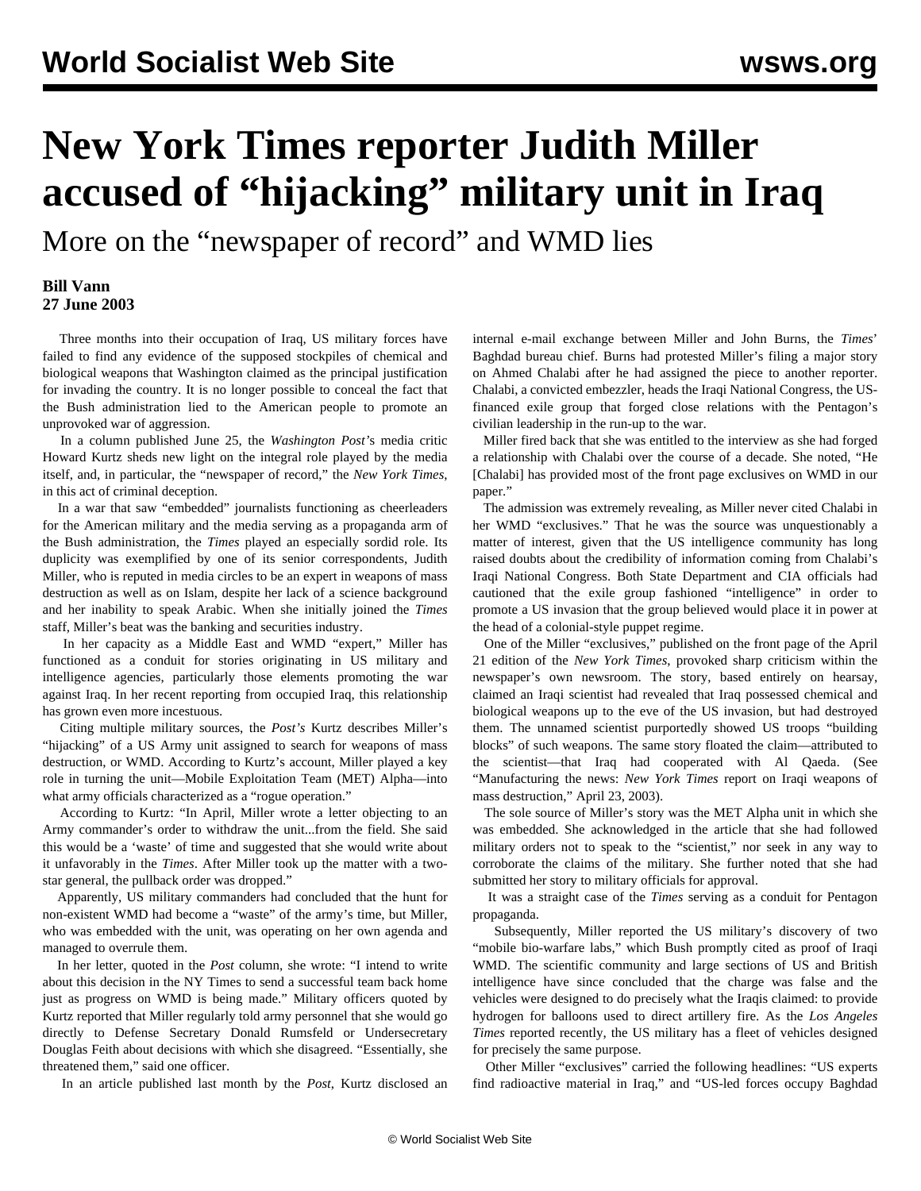# New York Times reporter Judith Miller accused of "hijacking" military unit in Iraq

## More on the "newspaper of record" and WMD lies

**Bill Vann**
**27 June 2003**

Three months into their occupation of Iraq, US military forces have failed to find any evidence of the supposed stockpiles of chemical and biological weapons that Washington claimed as the principal justification for invading the country. It is no longer possible to conceal the fact that the Bush administration lied to the American people to promote an unprovoked war of aggression.

In a column published June 25, the *Washington Post*'s media critic Howard Kurtz sheds new light on the integral role played by the media itself, and, in particular, the "newspaper of record," the *New York Times*, in this act of criminal deception.

In a war that saw "embedded" journalists functioning as cheerleaders for the American military and the media serving as a propaganda arm of the Bush administration, the *Times* played an especially sordid role. Its duplicity was exemplified by one of its senior correspondents, Judith Miller, who is reputed in media circles to be an expert in weapons of mass destruction as well as on Islam, despite her lack of a science background and her inability to speak Arabic. When she initially joined the *Times* staff, Miller's beat was the banking and securities industry.

In her capacity as a Middle East and WMD "expert," Miller has functioned as a conduit for stories originating in US military and intelligence agencies, particularly those elements promoting the war against Iraq. In her recent reporting from occupied Iraq, this relationship has grown even more incestuous.

Citing multiple military sources, the *Post's* Kurtz describes Miller's "hijacking" of a US Army unit assigned to search for weapons of mass destruction, or WMD. According to Kurtz's account, Miller played a key role in turning the unit—Mobile Exploitation Team (MET) Alpha—into what army officials characterized as a "rogue operation."

According to Kurtz: "In April, Miller wrote a letter objecting to an Army commander's order to withdraw the unit...from the field. She said this would be a 'waste' of time and suggested that she would write about it unfavorably in the *Times*. After Miller took up the matter with a two-star general, the pullback order was dropped."

Apparently, US military commanders had concluded that the hunt for non-existent WMD had become a "waste" of the army's time, but Miller, who was embedded with the unit, was operating on her own agenda and managed to overrule them.

In her letter, quoted in the *Post* column, she wrote: "I intend to write about this decision in the NY Times to send a successful team back home just as progress on WMD is being made." Military officers quoted by Kurtz reported that Miller regularly told army personnel that she would go directly to Defense Secretary Donald Rumsfeld or Undersecretary Douglas Feith about decisions with which she disagreed. "Essentially, she threatened them," said one officer.

In an article published last month by the *Post*, Kurtz disclosed an internal e-mail exchange between Miller and John Burns, the *Times*' Baghdad bureau chief. Burns had protested Miller's filing a major story on Ahmed Chalabi after he had assigned the piece to another reporter. Chalabi, a convicted embezzler, heads the Iraqi National Congress, the US-financed exile group that forged close relations with the Pentagon's civilian leadership in the run-up to the war.

Miller fired back that she was entitled to the interview as she had forged a relationship with Chalabi over the course of a decade. She noted, "He [Chalabi] has provided most of the front page exclusives on WMD in our paper."

The admission was extremely revealing, as Miller never cited Chalabi in her WMD "exclusives." That he was the source was unquestionably a matter of interest, given that the US intelligence community has long raised doubts about the credibility of information coming from Chalabi's Iraqi National Congress. Both State Department and CIA officials had cautioned that the exile group fashioned "intelligence" in order to promote a US invasion that the group believed would place it in power at the head of a colonial-style puppet regime.

One of the Miller "exclusives," published on the front page of the April 21 edition of the *New York Times*, provoked sharp criticism within the newspaper's own newsroom. The story, based entirely on hearsay, claimed an Iraqi scientist had revealed that Iraq possessed chemical and biological weapons up to the eve of the US invasion, but had destroyed them. The unnamed scientist purportedly showed US troops "building blocks" of such weapons. The same story floated the claim—attributed to the scientist—that Iraq had cooperated with Al Qaeda. (See "Manufacturing the news: *New York Times* report on Iraqi weapons of mass destruction," April 23, 2003).

The sole source of Miller's story was the MET Alpha unit in which she was embedded. She acknowledged in the article that she had followed military orders not to speak to the "scientist," nor seek in any way to corroborate the claims of the military. She further noted that she had submitted her story to military officials for approval.

It was a straight case of the *Times* serving as a conduit for Pentagon propaganda.

Subsequently, Miller reported the US military's discovery of two "mobile bio-warfare labs," which Bush promptly cited as proof of Iraqi WMD. The scientific community and large sections of US and British intelligence have since concluded that the charge was false and the vehicles were designed to do precisely what the Iraqis claimed: to provide hydrogen for balloons used to direct artillery fire. As the *Los Angeles Times* reported recently, the US military has a fleet of vehicles designed for precisely the same purpose.

Other Miller "exclusives" carried the following headlines: "US experts find radioactive material in Iraq," and "US-led forces occupy Baghdad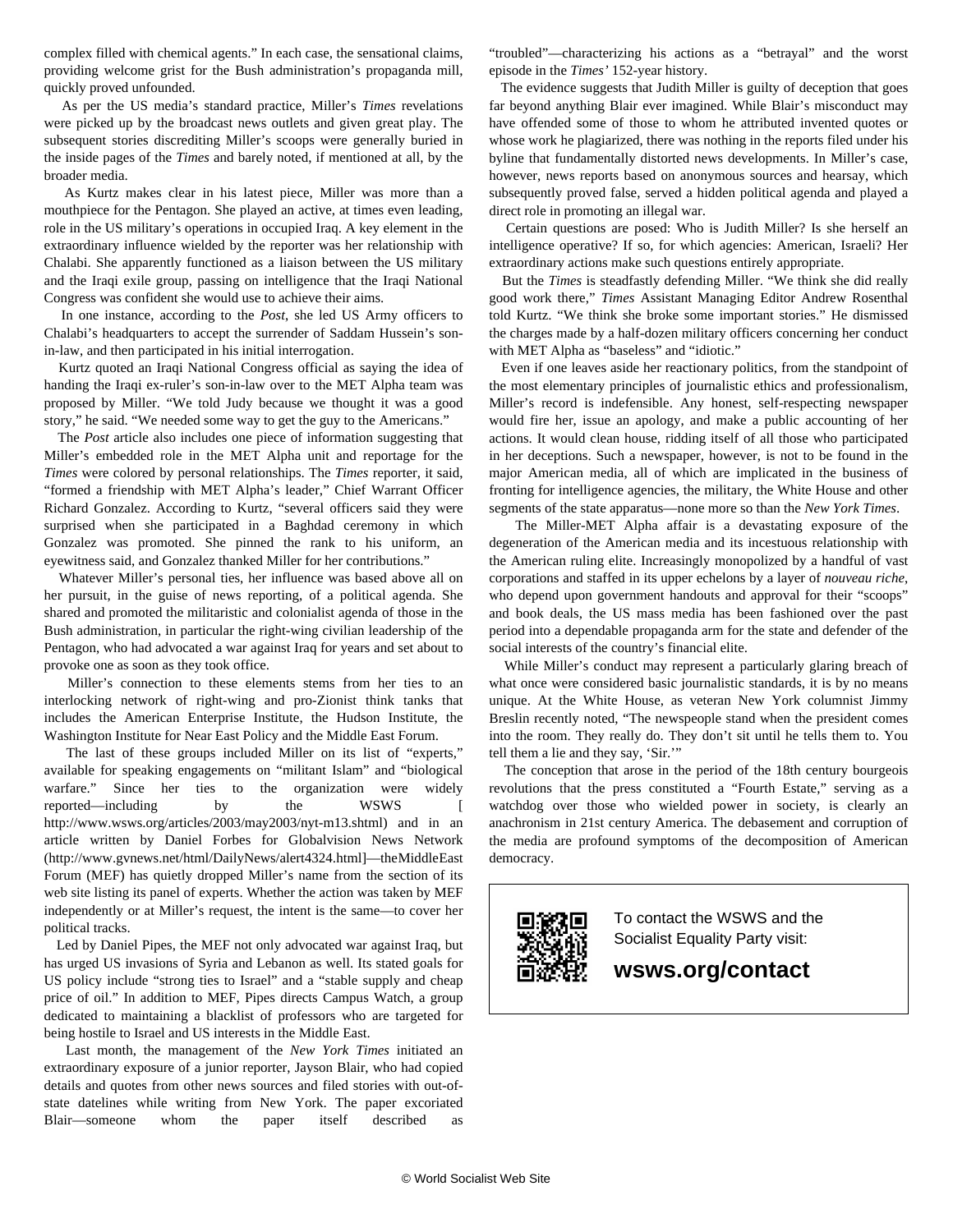complex filled with chemical agents." In each case, the sensational claims, providing welcome grist for the Bush administration's propaganda mill, quickly proved unfounded.

As per the US media's standard practice, Miller's *Times* revelations were picked up by the broadcast news outlets and given great play. The subsequent stories discrediting Miller's scoops were generally buried in the inside pages of the *Times* and barely noted, if mentioned at all, by the broader media.

As Kurtz makes clear in his latest piece, Miller was more than a mouthpiece for the Pentagon. She played an active, at times even leading, role in the US military's operations in occupied Iraq. A key element in the extraordinary influence wielded by the reporter was her relationship with Chalabi. She apparently functioned as a liaison between the US military and the Iraqi exile group, passing on intelligence that the Iraqi National Congress was confident she would use to achieve their aims.

In one instance, according to the *Post*, she led US Army officers to Chalabi's headquarters to accept the surrender of Saddam Hussein's son-in-law, and then participated in his initial interrogation.

Kurtz quoted an Iraqi National Congress official as saying the idea of handing the Iraqi ex-ruler's son-in-law over to the MET Alpha team was proposed by Miller. "We told Judy because we thought it was a good story," he said. "We needed some way to get the guy to the Americans."

The *Post* article also includes one piece of information suggesting that Miller's embedded role in the MET Alpha unit and reportage for the *Times* were colored by personal relationships. The *Times* reporter, it said, "formed a friendship with MET Alpha's leader," Chief Warrant Officer Richard Gonzalez. According to Kurtz, "several officers said they were surprised when she participated in a Baghdad ceremony in which Gonzalez was promoted. She pinned the rank to his uniform, an eyewitness said, and Gonzalez thanked Miller for her contributions."

Whatever Miller's personal ties, her influence was based above all on her pursuit, in the guise of news reporting, of a political agenda. She shared and promoted the militaristic and colonialist agenda of those in the Bush administration, in particular the right-wing civilian leadership of the Pentagon, who had advocated a war against Iraq for years and set about to provoke one as soon as they took office.

Miller's connection to these elements stems from her ties to an interlocking network of right-wing and pro-Zionist think tanks that includes the American Enterprise Institute, the Hudson Institute, the Washington Institute for Near East Policy and the Middle East Forum.

The last of these groups included Miller on its list of "experts," available for speaking engagements on "militant Islam" and "biological warfare." Since her ties to the organization were widely reported—including by the WSWS [ http://www.wsws.org/articles/2003/may2003/nyt-m13.shtml) and in an article written by Daniel Forbes for Globalvision News Network (http://www.gvnews.net/html/DailyNews/alert4324.html]—theMiddleEast Forum (MEF) has quietly dropped Miller's name from the section of its web site listing its panel of experts. Whether the action was taken by MEF independently or at Miller's request, the intent is the same—to cover her political tracks.

Led by Daniel Pipes, the MEF not only advocated war against Iraq, but has urged US invasions of Syria and Lebanon as well. Its stated goals for US policy include "strong ties to Israel" and a "stable supply and cheap price of oil." In addition to MEF, Pipes directs Campus Watch, a group dedicated to maintaining a blacklist of professors who are targeted for being hostile to Israel and US interests in the Middle East.

Last month, the management of the *New York Times* initiated an extraordinary exposure of a junior reporter, Jayson Blair, who had copied details and quotes from other news sources and filed stories with out-of-state datelines while writing from New York. The paper excoriated Blair—someone whom the paper itself described as "troubled"—characterizing his actions as a "betrayal" and the worst episode in the *Times'* 152-year history.

The evidence suggests that Judith Miller is guilty of deception that goes far beyond anything Blair ever imagined. While Blair's misconduct may have offended some of those to whom he attributed invented quotes or whose work he plagiarized, there was nothing in the reports filed under his byline that fundamentally distorted news developments. In Miller's case, however, news reports based on anonymous sources and hearsay, which subsequently proved false, served a hidden political agenda and played a direct role in promoting an illegal war.

Certain questions are posed: Who is Judith Miller? Is she herself an intelligence operative? If so, for which agencies: American, Israeli? Her extraordinary actions make such questions entirely appropriate.

But the *Times* is steadfastly defending Miller. "We think she did really good work there," *Times* Assistant Managing Editor Andrew Rosenthal told Kurtz. "We think she broke some important stories." He dismissed the charges made by a half-dozen military officers concerning her conduct with MET Alpha as "baseless" and "idiotic."

Even if one leaves aside her reactionary politics, from the standpoint of the most elementary principles of journalistic ethics and professionalism, Miller's record is indefensible. Any honest, self-respecting newspaper would fire her, issue an apology, and make a public accounting of her actions. It would clean house, ridding itself of all those who participated in her deceptions. Such a newspaper, however, is not to be found in the major American media, all of which are implicated in the business of fronting for intelligence agencies, the military, the White House and other segments of the state apparatus—none more so than the *New York Times*.

The Miller-MET Alpha affair is a devastating exposure of the degeneration of the American media and its incestuous relationship with the American ruling elite. Increasingly monopolized by a handful of vast corporations and staffed in its upper echelons by a layer of *nouveau riche*, who depend upon government handouts and approval for their "scoops" and book deals, the US mass media has been fashioned over the past period into a dependable propaganda arm for the state and defender of the social interests of the country's financial elite.

While Miller's conduct may represent a particularly glaring breach of what once were considered basic journalistic standards, it is by no means unique. At the White House, as veteran New York columnist Jimmy Breslin recently noted, "The newspeople stand when the president comes into the room. They really do. They don't sit until he tells them to. You tell them a lie and they say, 'Sir.'"

The conception that arose in the period of the 18th century bourgeois revolutions that the press constituted a "Fourth Estate," serving as a watchdog over those who wielded power in society, is clearly an anachronism in 21st century America. The debasement and corruption of the media are profound symptoms of the decomposition of American democracy.

To contact the WSWS and the Socialist Equality Party visit:

**wsws.org/contact**